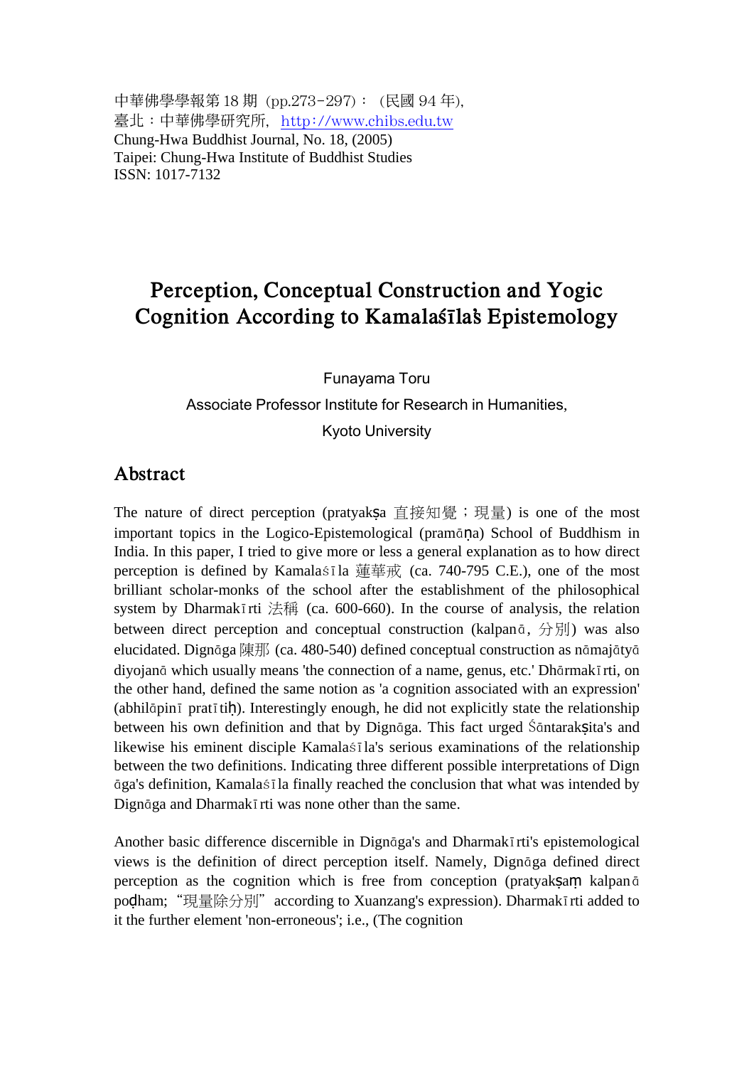中華佛學學報第 18 期（pp.273-297）：（民國 94 年），
臺北：中華佛學研究所，http://www.chibs.edu.tw
Chung-Hwa Buddhist Journal, No. 18, (2005)
Taipei: Chung-Hwa Institute of Buddhist Studies
ISSN: 1017-7132

# Perception, Conceptual Construction and Yogic Cognition According to Kamalaśīla's Epistemology

Funayama Toru

Associate Professor Institute for Research in Humanities,

Kyoto University

## Abstract

The nature of direct perception (pratyakṣa 直接知覺；現量) is one of the most important topics in the Logico-Epistemological (pramāṇa) School of Buddhism in India. In this paper, I tried to give more or less a general explanation as to how direct perception is defined by Kamalaśīla 蓮華戒 (ca. 740-795 C.E.), one of the most brilliant scholar-monks of the school after the establishment of the philosophical system by Dharmakīrti 法稱 (ca. 600-660). In the course of analysis, the relation between direct perception and conceptual construction (kalpanā, 分別) was also elucidated. Dignāga 陳那 (ca. 480-540) defined conceptual construction as nāmajātyādiyojanā which usually means 'the connection of a name, genus, etc.' Dhārmakīrti, on the other hand, defined the same notion as 'a cognition associated with an expression' (abhilāpinī pratītiḥ). Interestingly enough, he did not explicitly state the relationship between his own definition and that by Dignāga. This fact urged Śāntarakṣita's and likewise his eminent disciple Kamalaśīla's serious examinations of the relationship between the two definitions. Indicating three different possible interpretations of Dignāga's definition, Kamalaśīla finally reached the conclusion that what was intended by Dignāga and Dharmakīrti was none other than the same.

Another basic difference discernible in Dignāga's and Dharmakīrti's epistemological views is the definition of direct perception itself. Namely, Dignāga defined direct perception as the cognition which is free from conception (pratyakṣaṃ kalpanāpoḍham; "現量除分別" according to Xuanzang's expression). Dharmakīrti added to it the further element 'non-erroneous'; i.e., (The cognition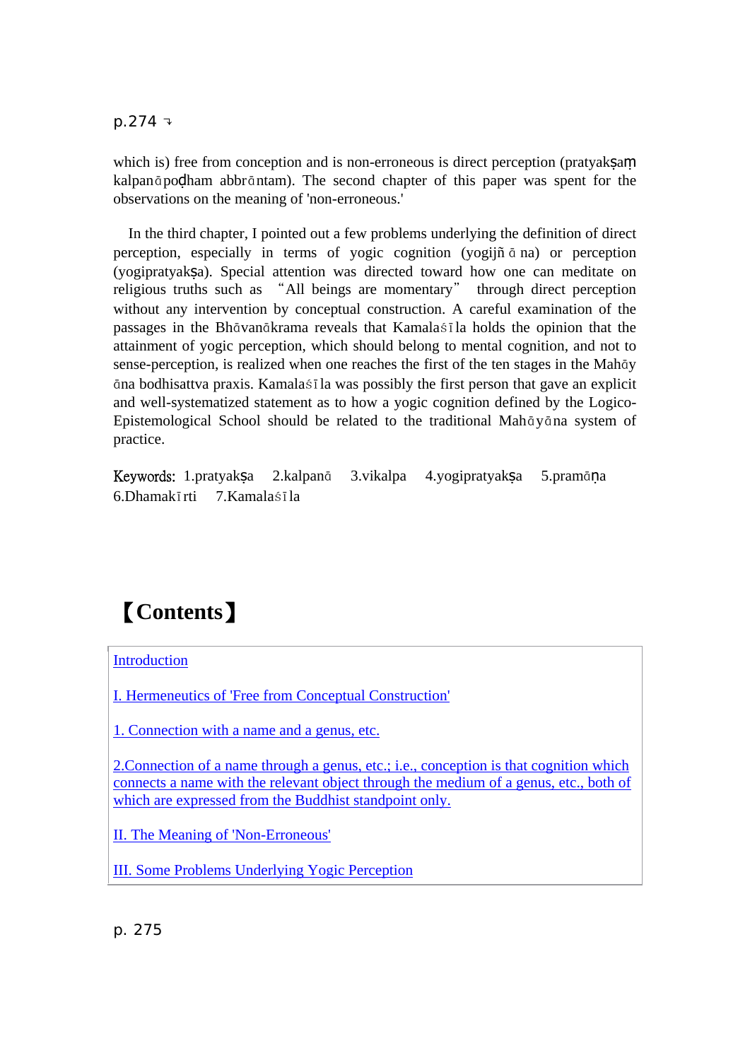which is) free from conception and is non-erroneous is direct perception (pratyakṣaṃ kalpanāpoḍham abbrāntam). The second chapter of this paper was spent for the observations on the meaning of 'non-erroneous.'

In the third chapter, I pointed out a few problems underlying the definition of direct perception, especially in terms of yogic cognition (yogijñāna) or perception (yogipratyakṣa). Special attention was directed toward how one can meditate on religious truths such as "All beings are momentary" through direct perception without any intervention by conceptual construction. A careful examination of the passages in the Bhāvanākrama reveals that Kamalaśīla holds the opinion that the attainment of yogic perception, which should belong to mental cognition, and not to sense-perception, is realized when one reaches the first of the ten stages in the Mahāyāna bodhisattva praxis. Kamalaśīla was possibly the first person that gave an explicit and well-systematized statement as to how a yogic cognition defined by the Logico-Epistemological School should be related to the traditional Mahāyāna system of practice.

Keywords: 1.pratyakṣa 2.kalpanā 3.vikalpa 4.yogipratyakṣa 5.pramāṇa 6.Dhamakīrti 7.Kamalaśīla

## 【Contents】

Introduction

I. Hermeneutics of 'Free from Conceptual Construction'

1. Connection with a name and a genus, etc.

2.Connection of a name through a genus, etc.; i.e., conception is that cognition which connects a name with the relevant object through the medium of a genus, etc., both of which are expressed from the Buddhist standpoint only.

II. The Meaning of 'Non-Erroneous'

III. Some Problems Underlying Yogic Perception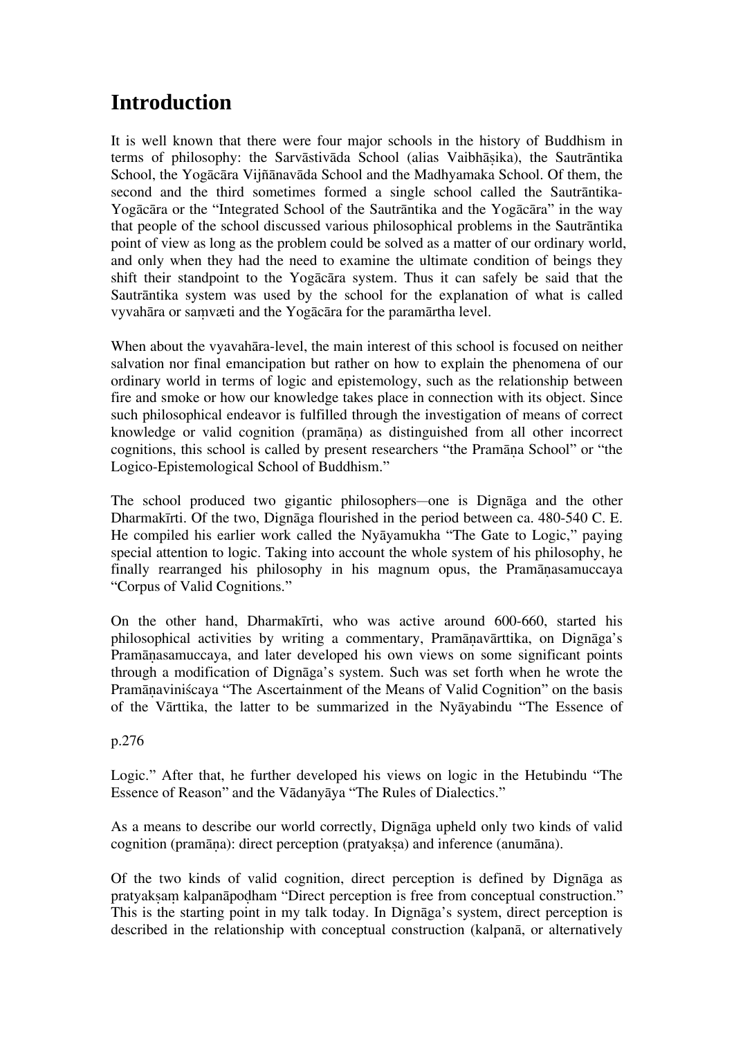# Introduction

It is well known that there were four major schools in the history of Buddhism in terms of philosophy: the Sarvāstivāda School (alias Vaibhāṣika), the Sautrāntika School, the Yogācāra Vijñānavāda School and the Madhyamaka School. Of them, the second and the third sometimes formed a single school called the Sautrāntika-Yogācāra or the "Integrated School of the Sautrāntika and the Yogācāra" in the way that people of the school discussed various philosophical problems in the Sautrāntika point of view as long as the problem could be solved as a matter of our ordinary world, and only when they had the need to examine the ultimate condition of beings they shift their standpoint to the Yogācāra system. Thus it can safely be said that the Sautrāntika system was used by the school for the explanation of what is called vyavahāra or saṃvæti and the Yogācāra for the paramārtha level.

When about the vyavahāra-level, the main interest of this school is focused on neither salvation nor final emancipation but rather on how to explain the phenomena of our ordinary world in terms of logic and epistemology, such as the relationship between fire and smoke or how our knowledge takes place in connection with its object. Since such philosophical endeavor is fulfilled through the investigation of means of correct knowledge or valid cognition (pramāṇa) as distinguished from all other incorrect cognitions, this school is called by present researchers "the Pramāṇa School" or "the Logico-Epistemological School of Buddhism."

The school produced two gigantic philosophers—one is Dignāga and the other Dharmakīrti. Of the two, Dignāga flourished in the period between ca. 480-540 C. E. He compiled his earlier work called the Nyāyamukha "The Gate to Logic," paying special attention to logic. Taking into account the whole system of his philosophy, he finally rearranged his philosophy in his magnum opus, the Pramāṇasamuccaya "Corpus of Valid Cognitions."

On the other hand, Dharmakīrti, who was active around 600-660, started his philosophical activities by writing a commentary, Pramāṇavārttika, on Dignāga's Pramāṇasamuccaya, and later developed his own views on some significant points through a modification of Dignāga's system. Such was set forth when he wrote the Pramāṇaviniścaya "The Ascertainment of the Means of Valid Cognition" on the basis of the Vārttika, the latter to be summarized in the Nyāyabindu "The Essence of

p.276

Logic." After that, he further developed his views on logic in the Hetubindu "The Essence of Reason" and the Vādanyāya "The Rules of Dialectics."

As a means to describe our world correctly, Dignāga upheld only two kinds of valid cognition (pramāṇa): direct perception (pratyakṣa) and inference (anumāna).

Of the two kinds of valid cognition, direct perception is defined by Dignāga as pratyakṣaṃ kalpanāpoḍham "Direct perception is free from conceptual construction." This is the starting point in my talk today. In Dignāga's system, direct perception is described in the relationship with conceptual construction (kalpanā, or alternatively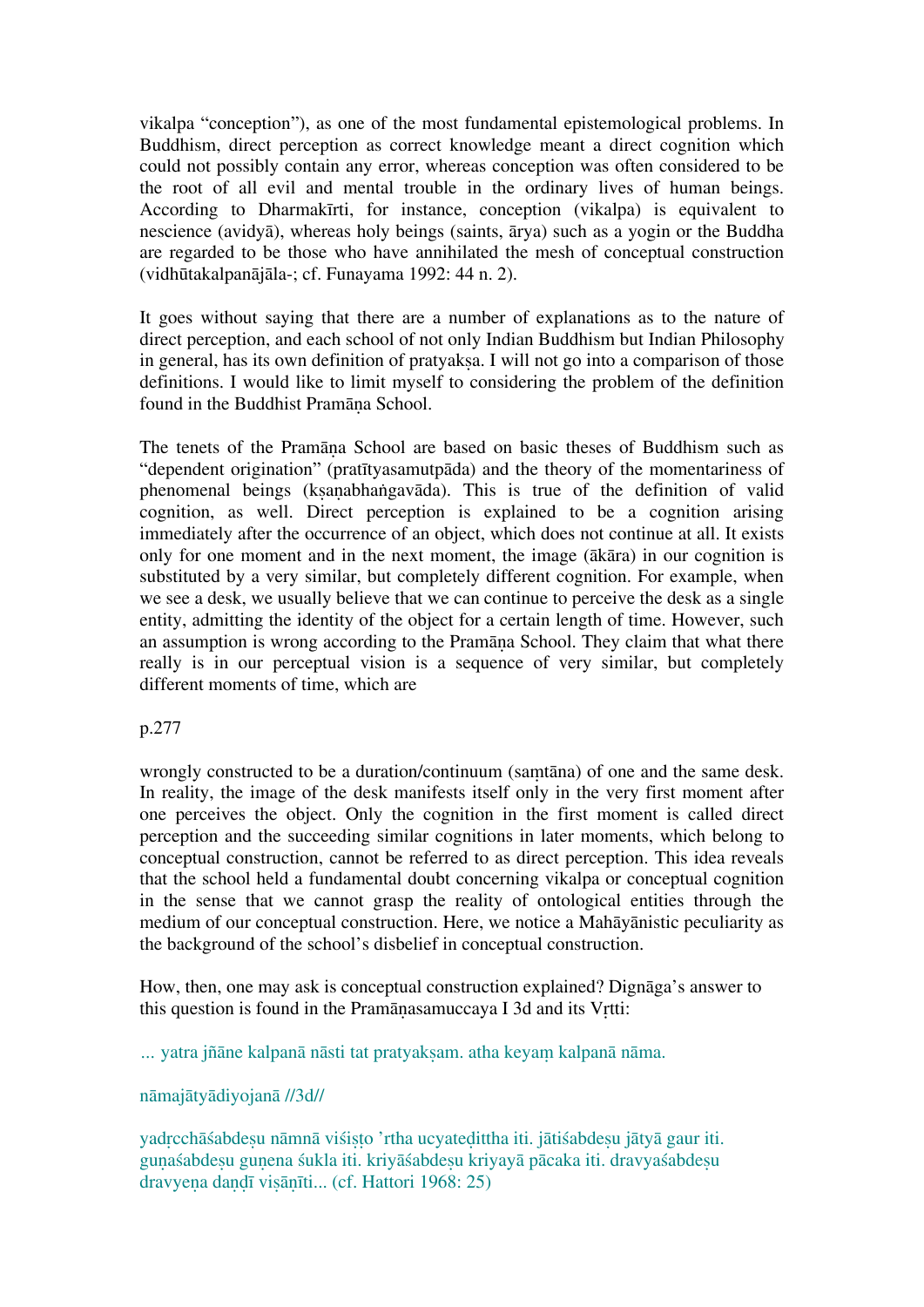vikalpa "conception"), as one of the most fundamental epistemological problems. In Buddhism, direct perception as correct knowledge meant a direct cognition which could not possibly contain any error, whereas conception was often considered to be the root of all evil and mental trouble in the ordinary lives of human beings. According to Dharmakīrti, for instance, conception (vikalpa) is equivalent to nescience (avidyā), whereas holy beings (saints, ārya) such as a yogin or the Buddha are regarded to be those who have annihilated the mesh of conceptual construction (vidhūtakalpanājāla-; cf. Funayama 1992: 44 n. 2).

It goes without saying that there are a number of explanations as to the nature of direct perception, and each school of not only Indian Buddhism but Indian Philosophy in general, has its own definition of pratyakṣa. I will not go into a comparison of those definitions. I would like to limit myself to considering the problem of the definition found in the Buddhist Pramāṇa School.

The tenets of the Pramāṇa School are based on basic theses of Buddhism such as "dependent origination" (pratītyasamutpāda) and the theory of the momentariness of phenomenal beings (kṣaṇabhaṅgavāda). This is true of the definition of valid cognition, as well. Direct perception is explained to be a cognition arising immediately after the occurrence of an object, which does not continue at all. It exists only for one moment and in the next moment, the image (ākāra) in our cognition is substituted by a very similar, but completely different cognition. For example, when we see a desk, we usually believe that we can continue to perceive the desk as a single entity, admitting the identity of the object for a certain length of time. However, such an assumption is wrong according to the Pramāṇa School. They claim that what there really is in our perceptual vision is a sequence of very similar, but completely different moments of time, which are

p.277

wrongly constructed to be a duration/continuum (saṃtāna) of one and the same desk. In reality, the image of the desk manifests itself only in the very first moment after one perceives the object. Only the cognition in the first moment is called direct perception and the succeeding similar cognitions in later moments, which belong to conceptual construction, cannot be referred to as direct perception. This idea reveals that the school held a fundamental doubt concerning vikalpa or conceptual cognition in the sense that we cannot grasp the reality of ontological entities through the medium of our conceptual construction. Here, we notice a Mahāyānistic peculiarity as the background of the school's disbelief in conceptual construction.

How, then, one may ask is conceptual construction explained? Dignāga's answer to this question is found in the Pramāṇasamuccaya I 3d and its Vṛtti:

... yatra jñāne kalpanā nāsti tat pratyakṣam. atha keyaṃ kalpanā nāma.

nāmajātyādiyojanā //3d//

yadṛcchāśabdeṣu nāmnā viśiṣṭo 'rtha ucyateḍittha iti. jātiśabdeṣu jātyā gaur iti. guṇaśabdeṣu guṇena śukla iti. kriyāśabdeṣu kriyayā pācaka iti. dravyaśabdeṣu dravyeṇa daṇḍī viṣāṇīti... (cf. Hattori 1968: 25)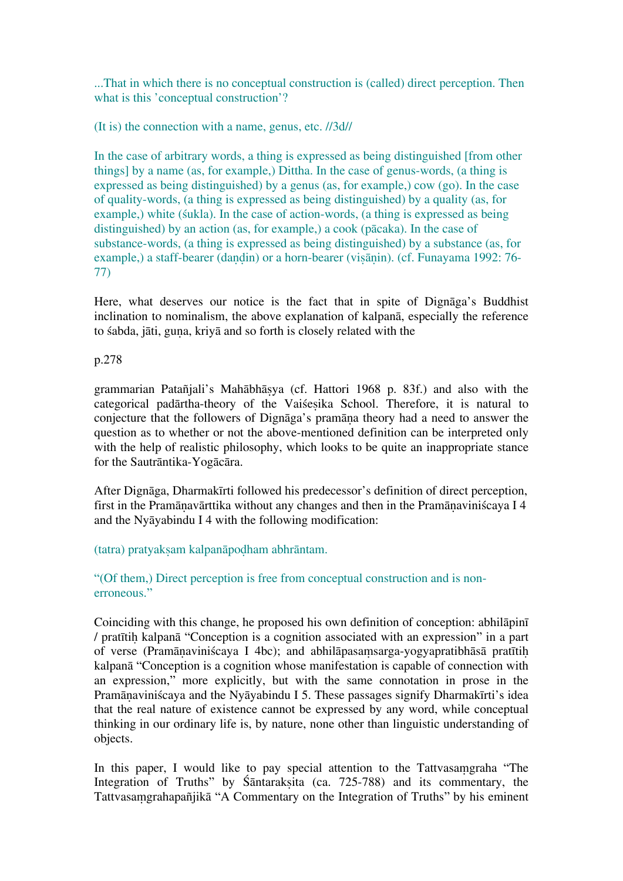...That in which there is no conceptual construction is (called) direct perception. Then what is this 'conceptual construction'?

(It is) the connection with a name, genus, etc. //3d//

In the case of arbitrary words, a thing is expressed as being distinguished [from other things] by a name (as, for example,) Dittha. In the case of genus-words, (a thing is expressed as being distinguished) by a genus (as, for example,) cow (go). In the case of quality-words, (a thing is expressed as being distinguished) by a quality (as, for example,) white (śukla). In the case of action-words, (a thing is expressed as being distinguished) by an action (as, for example,) a cook (pācaka). In the case of substance-words, (a thing is expressed as being distinguished) by a substance (as, for example,) a staff-bearer (daṇḍin) or a horn-bearer (viṣāṇin). (cf. Funayama 1992: 76-77)

Here, what deserves our notice is the fact that in spite of Dignāga's Buddhist inclination to nominalism, the above explanation of kalpanā, especially the reference to śabda, jāti, guṇa, kriyā and so forth is closely related with the

p.278

grammarian Patañjali's Mahābhāṣya (cf. Hattori 1968 p. 83f.) and also with the categorical padārtha-theory of the Vaiśeṣika School. Therefore, it is natural to conjecture that the followers of Dignāga's pramāṇa theory had a need to answer the question as to whether or not the above-mentioned definition can be interpreted only with the help of realistic philosophy, which looks to be quite an inappropriate stance for the Sautrāntika-Yogācāra.

After Dignāga, Dharmakīrti followed his predecessor's definition of direct perception, first in the Pramāṇavārttika without any changes and then in the Pramāṇaviniścaya I 4 and the Nyāyabindu I 4 with the following modification:

(tatra) pratyakṣam kalpanāpoḍham abhrāntam.

"(Of them,) Direct perception is free from conceptual construction and is non-erroneous."

Coinciding with this change, he proposed his own definition of conception: abhilāpinī / pratītiḥ kalpanā "Conception is a cognition associated with an expression" in a part of verse (Pramāṇaviniścaya I 4bc); and abhilāpasaṃsarga-yogyapratibhāsā pratītiḥ kalpanā "Conception is a cognition whose manifestation is capable of connection with an expression," more explicitly, but with the same connotation in prose in the Pramāṇaviniścaya and the Nyāyabindu I 5. These passages signify Dharmakīrti's idea that the real nature of existence cannot be expressed by any word, while conceptual thinking in our ordinary life is, by nature, none other than linguistic understanding of objects.

In this paper, I would like to pay special attention to the Tattvasaṃgraha "The Integration of Truths" by Śāntarakṣita (ca. 725-788) and its commentary, the Tattvasaṃgrahapañjikā "A Commentary on the Integration of Truths" by his eminent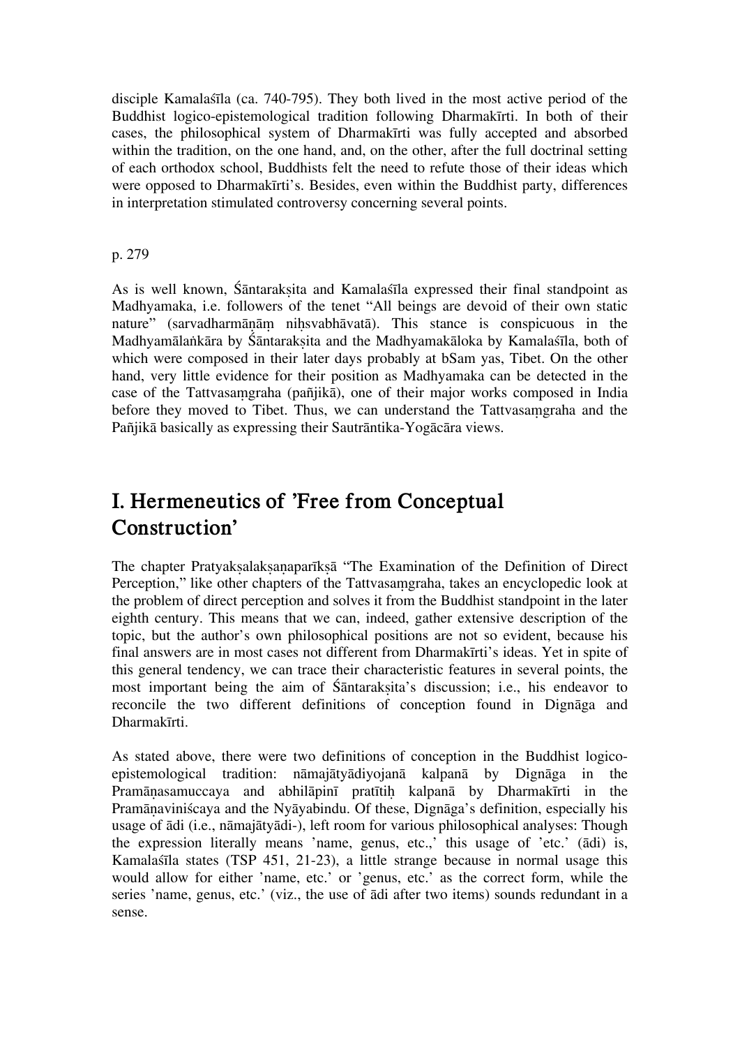disciple Kamalaśīla (ca. 740-795). They both lived in the most active period of the Buddhist logico-epistemological tradition following Dharmakīrti. In both of their cases, the philosophical system of Dharmakīrti was fully accepted and absorbed within the tradition, on the one hand, and, on the other, after the full doctrinal setting of each orthodox school, Buddhists felt the need to refute those of their ideas which were opposed to Dharmakīrti's. Besides, even within the Buddhist party, differences in interpretation stimulated controversy concerning several points.

p. 279

As is well known, Śāntarakṣita and Kamalaśīla expressed their final standpoint as Madhyamaka, i.e. followers of the tenet "All beings are devoid of their own static nature" (sarvadharmāṇāṃ niḥsvabhāvatā). This stance is conspicuous in the Madhyamālaṅkāra by Śāntarakṣita and the Madhyamakāloka by Kamalaśīla, both of which were composed in their later days probably at bSam yas, Tibet. On the other hand, very little evidence for their position as Madhyamaka can be detected in the case of the Tattvasaṃgraha (pañjikā), one of their major works composed in India before they moved to Tibet. Thus, we can understand the Tattvasaṃgraha and the Pañjikā basically as expressing their Sautrāntika-Yogācāra views.

# I. Hermeneutics of 'Free from Conceptual Construction'

The chapter Pratyakṣalakṣaṇaparīkṣā "The Examination of the Definition of Direct Perception," like other chapters of the Tattvasaṃgraha, takes an encyclopedic look at the problem of direct perception and solves it from the Buddhist standpoint in the later eighth century. This means that we can, indeed, gather extensive description of the topic, but the author's own philosophical positions are not so evident, because his final answers are in most cases not different from Dharmakīrti's ideas. Yet in spite of this general tendency, we can trace their characteristic features in several points, the most important being the aim of Śāntarakṣita's discussion; i.e., his endeavor to reconcile the two different definitions of conception found in Dignāga and Dharmakīrti.

As stated above, there were two definitions of conception in the Buddhist logico-epistemological tradition: nāmajātyādiyojanā kalpanā by Dignāga in the Pramāṇasamuccaya and abhilāpinī pratītiḥ kalpanā by Dharmakīrti in the Pramāṇaviniścaya and the Nyāyabindu. Of these, Dignāga's definition, especially his usage of ādi (i.e., nāmajātyādi-), left room for various philosophical analyses: Though the expression literally means 'name, genus, etc.,' this usage of 'etc.' (ādi) is, Kamalaśīla states (TSP 451, 21-23), a little strange because in normal usage this would allow for either 'name, etc.' or 'genus, etc.' as the correct form, while the series 'name, genus, etc.' (viz., the use of ādi after two items) sounds redundant in a sense.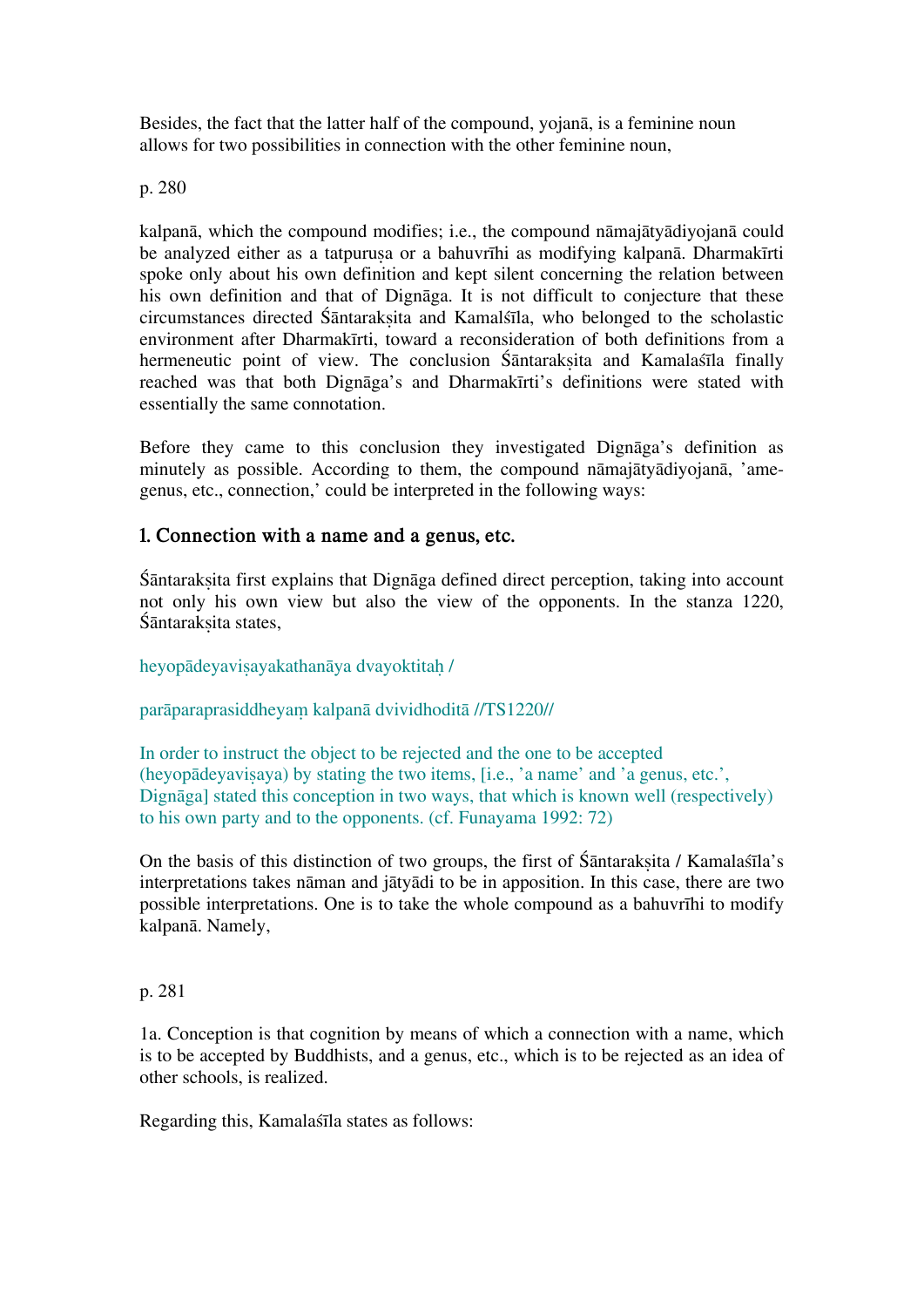Besides, the fact that the latter half of the compound, yojanā, is a feminine noun allows for two possibilities in connection with the other feminine noun,

p. 280

kalpanā, which the compound modifies; i.e., the compound nāmajātyādiyojanā could be analyzed either as a tatpuruṣa or a bahuvrīhi as modifying kalpanā. Dharmakīrti spoke only about his own definition and kept silent concerning the relation between his own definition and that of Dignāga. It is not difficult to conjecture that these circumstances directed Śāntarakṣita and Kamalśīla, who belonged to the scholastic environment after Dharmakīrti, toward a reconsideration of both definitions from a hermeneutic point of view. The conclusion Śāntarakṣita and Kamalaśīla finally reached was that both Dignāga's and Dharmakīrti's definitions were stated with essentially the same connotation.

Before they came to this conclusion they investigated Dignāga's definition as minutely as possible. According to them, the compound nāmajātyādiyojanā, 'ame-genus, etc., connection,' could be interpreted in the following ways:

### 1. Connection with a name and a genus, etc.

Śāntarakṣita first explains that Dignāga defined direct perception, taking into account not only his own view but also the view of the opponents. In the stanza 1220, Śāntarakṣita states,

heyopādeyaviṣayakathanāya dvayoktitaḥ /

parāparaprasiddheyaṃ kalpanā dvividhoditā //TS1220//

In order to instruct the object to be rejected and the one to be accepted (heyopādeyaviṣaya) by stating the two items, [i.e., 'a name' and 'a genus, etc.', Dignāga] stated this conception in two ways, that which is known well (respectively) to his own party and to the opponents. (cf. Funayama 1992: 72)

On the basis of this distinction of two groups, the first of Śāntarakṣita / Kamalaśīla's interpretations takes nāman and jātyādi to be in apposition. In this case, there are two possible interpretations. One is to take the whole compound as a bahuvrīhi to modify kalpanā. Namely,

p. 281

1a. Conception is that cognition by means of which a connection with a name, which is to be accepted by Buddhists, and a genus, etc., which is to be rejected as an idea of other schools, is realized.

Regarding this, Kamalaśīla states as follows: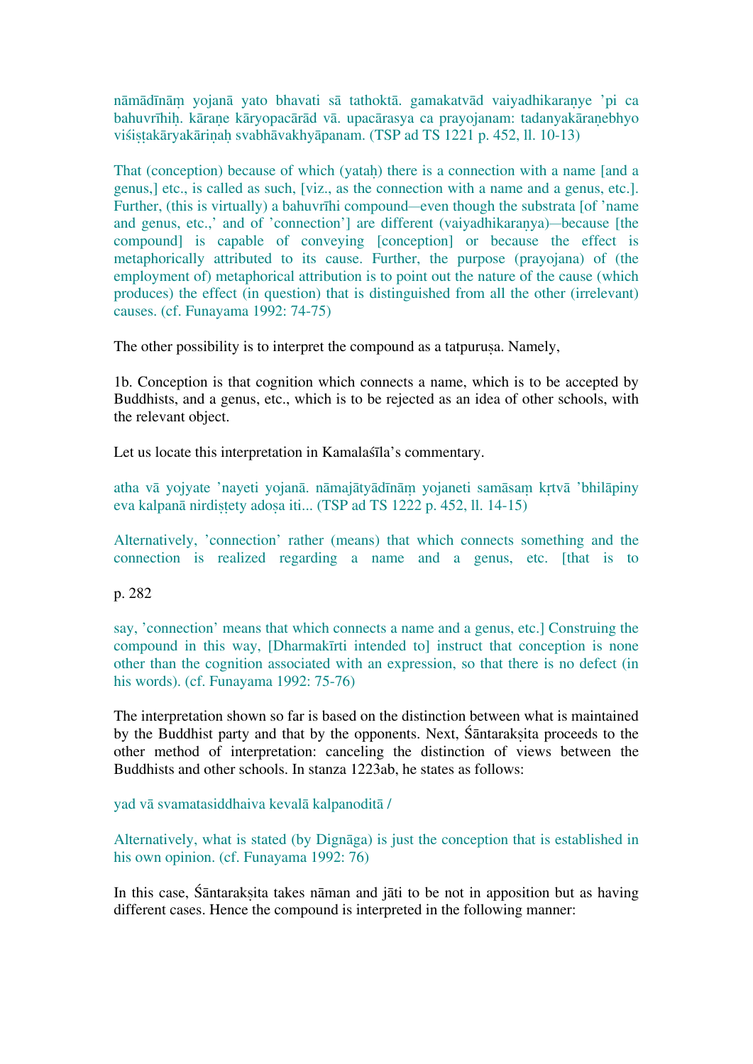nāmādīnāṃ yojanā yato bhavati sā tathoktā. gamakatvād vaiyadhikaraṇye 'pi ca bahuvrīhiḥ. kāraṇe kāryopacārād vā. upacārasya ca prayojanam: tadanyakāraṇebhyo viśiṣṭakāryakāriṇaḥ svabhāvakhyāpanam. (TSP ad TS 1221 p. 452, ll. 10-13)

That (conception) because of which (yataḥ) there is a connection with a name [and a genus,] etc., is called as such, [viz., as the connection with a name and a genus, etc.]. Further, (this is virtually) a bahuvrīhi compound—even though the substrata [of 'name and genus, etc.,' and of 'connection'] are different (vaiyadhikaraṇya)—because [the compound] is capable of conveying [conception] or because the effect is metaphorically attributed to its cause. Further, the purpose (prayojana) of (the employment of) metaphorical attribution is to point out the nature of the cause (which produces) the effect (in question) that is distinguished from all the other (irrelevant) causes. (cf. Funayama 1992: 74-75)

The other possibility is to interpret the compound as a tatpuruṣa. Namely,

1b. Conception is that cognition which connects a name, which is to be accepted by Buddhists, and a genus, etc., which is to be rejected as an idea of other schools, with the relevant object.

Let us locate this interpretation in Kamalaśīla's commentary.

atha vā yojyate 'nayeti yojanā. nāmajātyādīnāṃ yojaneti samāsaṃ kṛtvā 'bhilāpiny eva kalpanā nirdiṣṭety adoṣa iti... (TSP ad TS 1222 p. 452, ll. 14-15)

Alternatively, 'connection' rather (means) that which connects something and the connection is realized regarding a name and a genus, etc. [that is to

p. 282

say, 'connection' means that which connects a name and a genus, etc.] Construing the compound in this way, [Dharmakīrti intended to] instruct that conception is none other than the cognition associated with an expression, so that there is no defect (in his words). (cf. Funayama 1992: 75-76)

The interpretation shown so far is based on the distinction between what is maintained by the Buddhist party and that by the opponents. Next, Śāntarakṣita proceeds to the other method of interpretation: canceling the distinction of views between the Buddhists and other schools. In stanza 1223ab, he states as follows:

yad vā svamatasiddhaiva kevalā kalpanoditā /

Alternatively, what is stated (by Dignāga) is just the conception that is established in his own opinion. (cf. Funayama 1992: 76)

In this case, Śāntarakṣita takes nāman and jāti to be not in apposition but as having different cases. Hence the compound is interpreted in the following manner: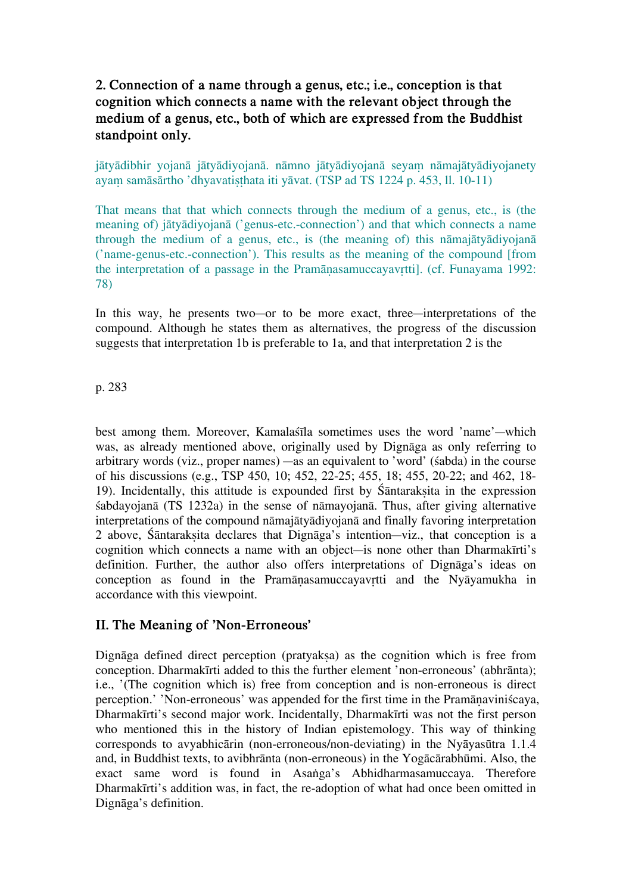**2. Connection of a name through a genus, etc.; i.e., conception is that cognition which connects a name with the relevant object through the medium of a genus, etc., both of which are expressed from the Buddhist standpoint only.**

jātyādibhir yojanā jātyādiyojanā. nāmno jātyādiyojanā seyaṃ nāmajātyādiyojanety ayaṃ samāsārtho 'dhyavatiṣṭhata iti yāvat. (TSP ad TS 1224 p. 453, ll. 10-11)

That means that that which connects through the medium of a genus, etc., is (the meaning of) jātyādiyojanā ('genus-etc.-connection') and that which connects a name through the medium of a genus, etc., is (the meaning of) this nāmajātyādiyojanā ('name-genus-etc.-connection'). This results as the meaning of the compound [from the interpretation of a passage in the Pramāṇasamuccayavṛtti]. (cf. Funayama 1992: 78)

In this way, he presents two—or to be more exact, three—interpretations of the compound. Although he states them as alternatives, the progress of the discussion suggests that interpretation 1b is preferable to 1a, and that interpretation 2 is the best among them. Moreover, Kamalaśīla sometimes uses the word 'name'—which was, as already mentioned above, originally used by Dignāga as only referring to arbitrary words (viz., proper names) —as an equivalent to 'word' (śabda) in the course of his discussions (e.g., TSP 450, 10; 452, 22-25; 455, 18; 455, 20-22; and 462, 18-19). Incidentally, this attitude is expounded first by Śāntarakṣita in the expression śabdayojanā (TS 1232a) in the sense of nāmayojanā. Thus, after giving alternative interpretations of the compound nāmajātyādiyojanā and finally favoring interpretation 2 above, Śāntarakṣita declares that Dignāga's intention—viz., that conception is a cognition which connects a name with an object—is none other than Dharmakīrti's definition. Further, the author also offers interpretations of Dignāga's ideas on conception as found in the Pramāṇasamuccayavṛtti and the Nyāyamukha in accordance with this viewpoint.

## II. The Meaning of 'Non-Erroneous'

Dignāga defined direct perception (pratyakṣa) as the cognition which is free from conception. Dharmakīrti added to this the further element 'non-erroneous' (abhrānta); i.e., '(The cognition which is) free from conception and is non-erroneous is direct perception.' 'Non-erroneous' was appended for the first time in the Pramāṇaviniścaya, Dharmakīrti's second major work. Incidentally, Dharmakīrti was not the first person who mentioned this in the history of Indian epistemology. This way of thinking corresponds to avyabhicārin (non-erroneous/non-deviating) in the Nyāyasūtra 1.1.4 and, in Buddhist texts, to avibhrānta (non-erroneous) in the Yogācārabhūmi. Also, the exact same word is found in Asaṅga's Abhidharmasamuccaya. Therefore Dharmakīrti's addition was, in fact, the re-adoption of what had once been omitted in Dignāga's definition.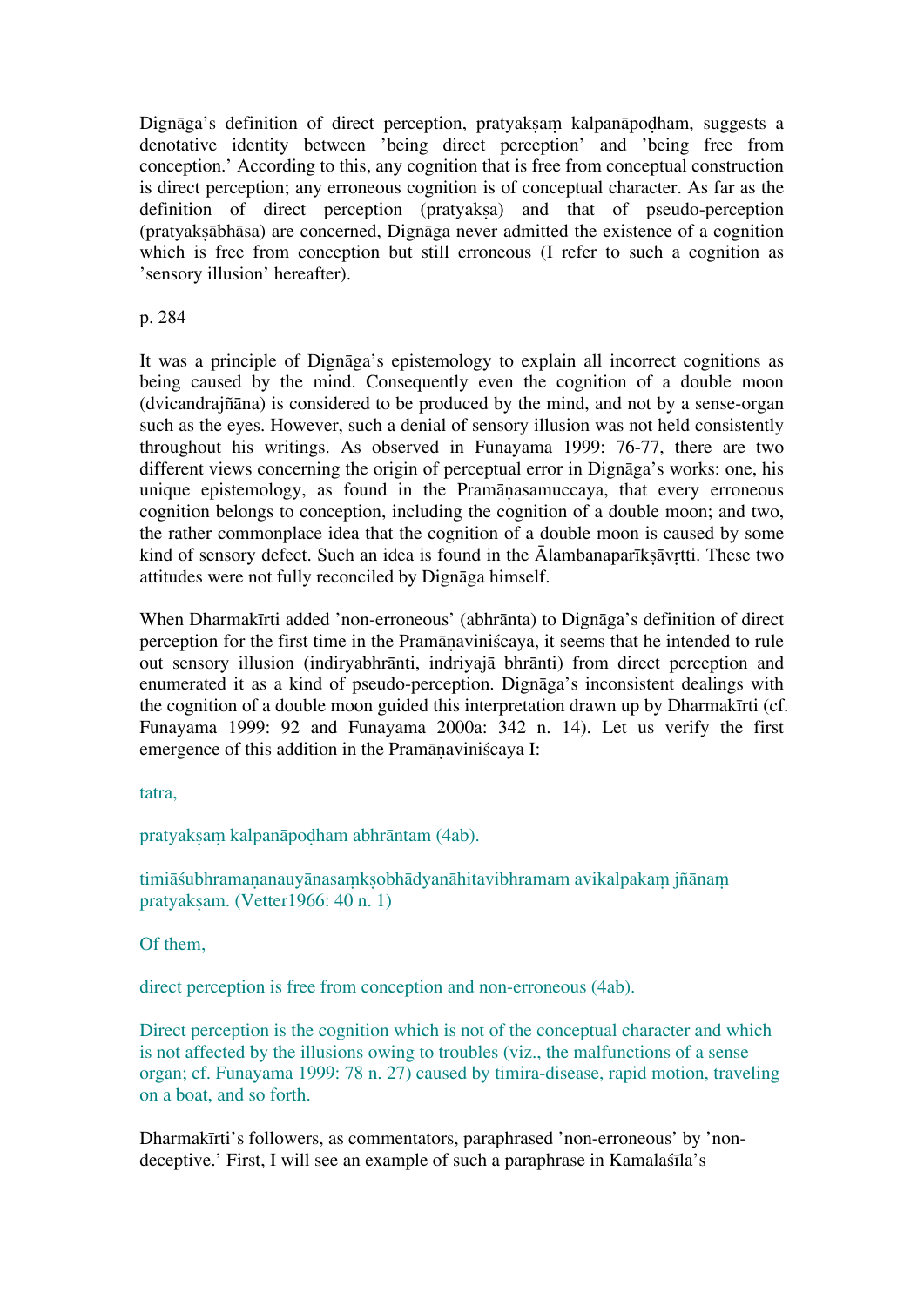Dignāga's definition of direct perception, pratyakṣaṃ kalpanāpoḍham, suggests a denotative identity between 'being direct perception' and 'being free from conception.' According to this, any cognition that is free from conceptual construction is direct perception; any erroneous cognition is of conceptual character. As far as the definition of direct perception (pratyakṣa) and that of pseudo-perception (pratyakṣābhāsa) are concerned, Dignāga never admitted the existence of a cognition which is free from conception but still erroneous (I refer to such a cognition as 'sensory illusion' hereafter).

p. 284

It was a principle of Dignāga's epistemology to explain all incorrect cognitions as being caused by the mind. Consequently even the cognition of a double moon (dvicandrajñāna) is considered to be produced by the mind, and not by a sense-organ such as the eyes. However, such a denial of sensory illusion was not held consistently throughout his writings. As observed in Funayama 1999: 76-77, there are two different views concerning the origin of perceptual error in Dignāga's works: one, his unique epistemology, as found in the Pramāṇasamuccaya, that every erroneous cognition belongs to conception, including the cognition of a double moon; and two, the rather commonplace idea that the cognition of a double moon is caused by some kind of sensory defect. Such an idea is found in the Ālambanaparīkṣāvṛtti. These two attitudes were not fully reconciled by Dignāga himself.

When Dharmakīrti added 'non-erroneous' (abhrānta) to Dignāga's definition of direct perception for the first time in the Pramāṇaviniścaya, it seems that he intended to rule out sensory illusion (indiryabhrānti, indriyajā bhrānti) from direct perception and enumerated it as a kind of pseudo-perception. Dignāga's inconsistent dealings with the cognition of a double moon guided this interpretation drawn up by Dharmakīrti (cf. Funayama 1999: 92 and Funayama 2000a: 342 n. 14). Let us verify the first emergence of this addition in the Pramāṇaviniścaya I:

tatra,

pratyakṣaṃ kalpanāpoḍham abhrāntam (4ab).

timiāśubhramaṇanauyānasaṃkṣobhādyanāhitavibhramam avikalpakaṃ jñānaṃ pratyakṣam. (Vetter1966: 40 n. 1)

Of them,

direct perception is free from conception and non-erroneous (4ab).

Direct perception is the cognition which is not of the conceptual character and which is not affected by the illusions owing to troubles (viz., the malfunctions of a sense organ; cf. Funayama 1999: 78 n. 27) caused by timira-disease, rapid motion, traveling on a boat, and so forth.

Dharmakīrti's followers, as commentators, paraphrased 'non-erroneous' by 'non-deceptive.' First, I will see an example of such a paraphrase in Kamalaśīla's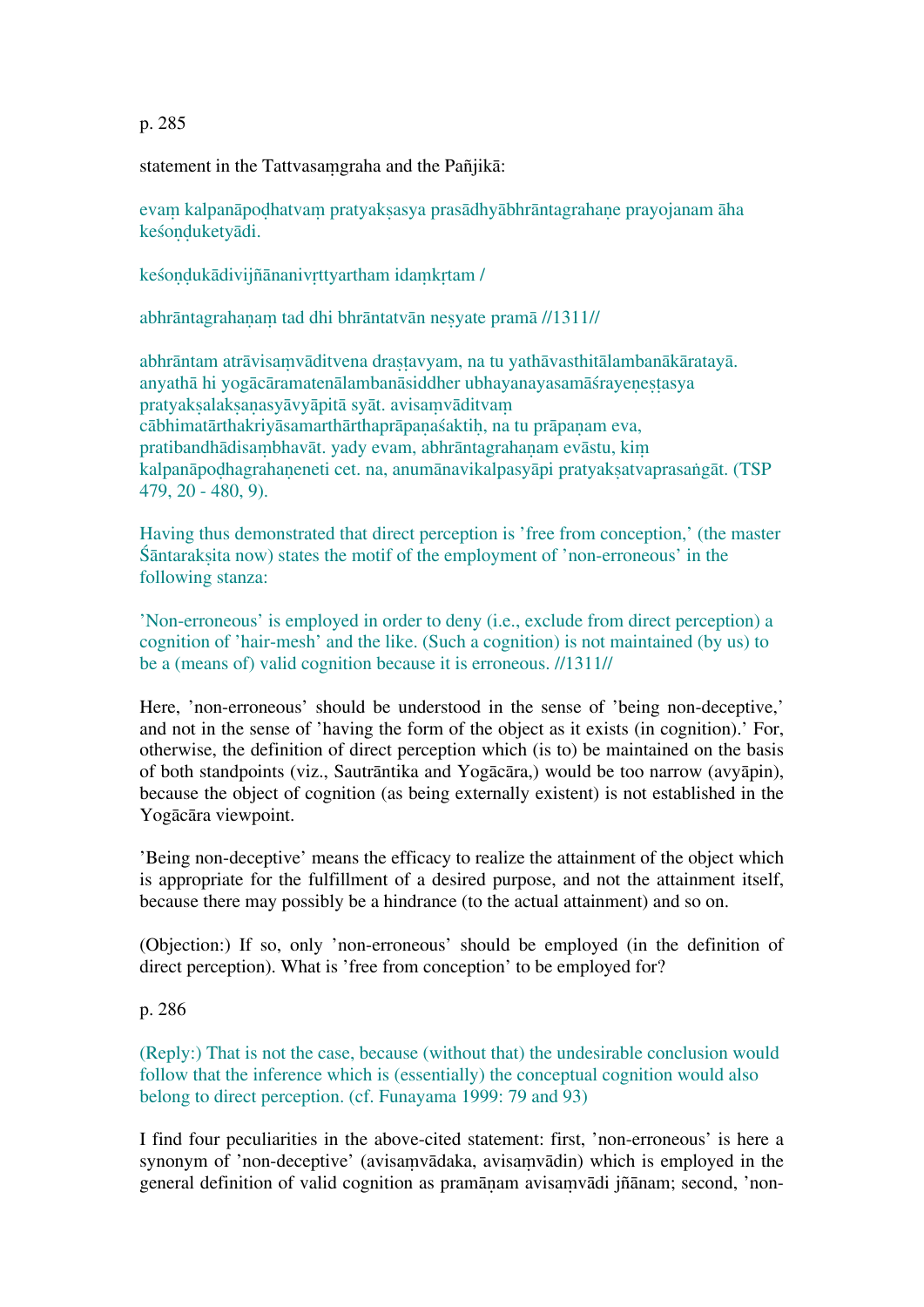statement in the Tattvasaṃgraha and the Pañjikā:

evaṃ kalpanāpoḍhatvaṃ pratyakṣasya prasādhyābhrāntagrahaṇe prayojanam āha keśoṇḍuketyādi.

keśoṇḍukādivijñānanivṛttyartham idaṃkṛtam /

abhrāntagrahaṇaṃ tad dhi bhrāntatvān neṣyate pramā //1311//

abhrāntam atrāvisaṃvāditvena draṣṭavyam, na tu yathāvasthitālambanākāratayā. anyathā hi yogācāramatenālambanāsiddher ubhayanayasamāśrayeṇeṣṭasya pratyakṣalakṣaṇasyāvyāpitā syāt. avisaṃvāditvaṃ cābhimatārthakriyāsamarthārthaprāpaṇaśaktiḥ, na tu prāpaṇam eva, pratibandhādisaṃbhavāt. yady evam, abhrāntagrahaṇam evāstu, kiṃ kalpanāpoḍhagrahaṇeneti cet. na, anumānavikalpasyāpi pratyakṣatvaprasaṅgāt. (TSP 479, 20 - 480, 9).

Having thus demonstrated that direct perception is 'free from conception,' (the master Śāntarakṣita now) states the motif of the employment of 'non-erroneous' in the following stanza:

'Non-erroneous' is employed in order to deny (i.e., exclude from direct perception) a cognition of 'hair-mesh' and the like. (Such a cognition) is not maintained (by us) to be a (means of) valid cognition because it is erroneous. //1311//

Here, 'non-erroneous' should be understood in the sense of 'being non-deceptive,' and not in the sense of 'having the form of the object as it exists (in cognition).' For, otherwise, the definition of direct perception which (is to) be maintained on the basis of both standpoints (viz., Sautrāntika and Yogācāra,) would be too narrow (avyāpin), because the object of cognition (as being externally existent) is not established in the Yogācāra viewpoint.

'Being non-deceptive' means the efficacy to realize the attainment of the object which is appropriate for the fulfillment of a desired purpose, and not the attainment itself, because there may possibly be a hindrance (to the actual attainment) and so on.

(Objection:) If so, only 'non-erroneous' should be employed (in the definition of direct perception). What is 'free from conception' to be employed for?

(Reply:) That is not the case, because (without that) the undesirable conclusion would follow that the inference which is (essentially) the conceptual cognition would also belong to direct perception. (cf. Funayama 1999: 79 and 93)

I find four peculiarities in the above-cited statement: first, 'non-erroneous' is here a synonym of 'non-deceptive' (avisaṃvādaka, avisaṃvādin) which is employed in the general definition of valid cognition as pramāṇam avisaṃvādi jñānam; second, 'non-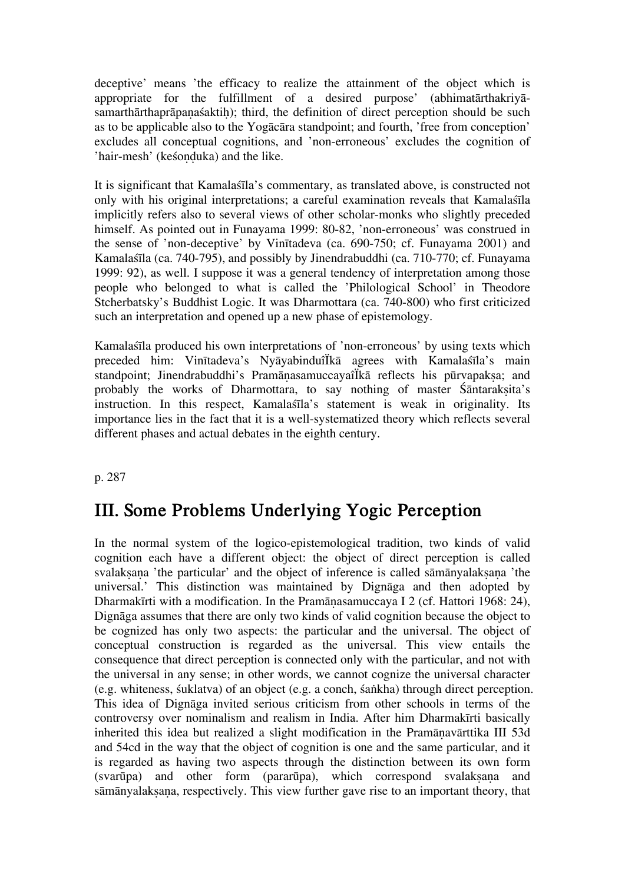deceptive' means 'the efficacy to realize the attainment of the object which is appropriate for the fulfillment of a desired purpose' (abhimatārthakriyā-samarthārthaprāpaṇaśaktiḥ); third, the definition of direct perception should be such as to be applicable also to the Yogācāra standpoint; and fourth, 'free from conception' excludes all conceptual cognitions, and 'non-erroneous' excludes the cognition of 'hair-mesh' (keśoṇḍuka) and the like.

It is significant that Kamalaśīla's commentary, as translated above, is constructed not only with his original interpretations; a careful examination reveals that Kamalaśīla implicitly refers also to several views of other scholar-monks who slightly preceded himself. As pointed out in Funayama 1999: 80-82, 'non-erroneous' was construed in the sense of 'non-deceptive' by Vinītadeva (ca. 690-750; cf. Funayama 2001) and Kamalaśīla (ca. 740-795), and possibly by Jinendrabuddhi (ca. 710-770; cf. Funayama 1999: 92), as well. I suppose it was a general tendency of interpretation among those people who belonged to what is called the 'Philological School' in Theodore Stcherbatsky's Buddhist Logic. It was Dharmottara (ca. 740-800) who first criticized such an interpretation and opened up a new phase of epistemology.

Kamalaśīla produced his own interpretations of 'non-erroneous' by using texts which preceded him: Vinītadeva's NyāyabinduîÏkā agrees with Kamalaśīla's main standpoint; Jinendrabuddhi's PramāṇasamuccayaîÏkā reflects his pūrvapakṣa; and probably the works of Dharmottara, to say nothing of master Śāntarakṣita's instruction. In this respect, Kamalaśīla's statement is weak in originality. Its importance lies in the fact that it is a well-systematized theory which reflects several different phases and actual debates in the eighth century.

p. 287

## III. Some Problems Underlying Yogic Perception

In the normal system of the logico-epistemological tradition, two kinds of valid cognition each have a different object: the object of direct perception is called svalakṣaṇa 'the particular' and the object of inference is called sāmānyalakṣaṇa 'the universal.' This distinction was maintained by Dignāga and then adopted by Dharmakīrti with a modification. In the Pramāṇasamuccaya I 2 (cf. Hattori 1968: 24), Dignāga assumes that there are only two kinds of valid cognition because the object to be cognized has only two aspects: the particular and the universal. The object of conceptual construction is regarded as the universal. This view entails the consequence that direct perception is connected only with the particular, and not with the universal in any sense; in other words, we cannot cognize the universal character (e.g. whiteness, śuklatva) of an object (e.g. a conch, śaṅkha) through direct perception. This idea of Dignāga invited serious criticism from other schools in terms of the controversy over nominalism and realism in India. After him Dharmakīrti basically inherited this idea but realized a slight modification in the Pramāṇavārttika III 53d and 54cd in the way that the object of cognition is one and the same particular, and it is regarded as having two aspects through the distinction between its own form (svarūpa) and other form (pararūpa), which correspond svalakṣaṇa and sāmānyalakṣaṇa, respectively. This view further gave rise to an important theory, that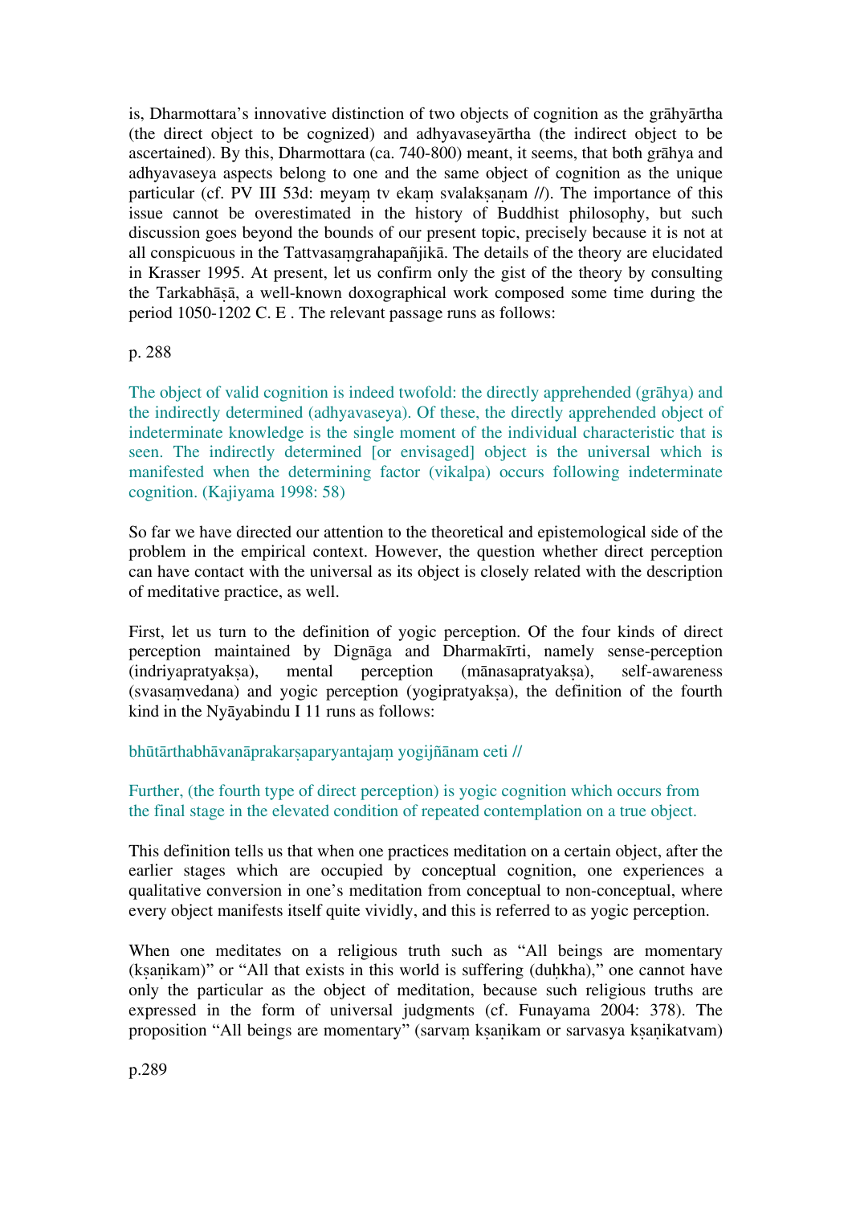is, Dharmottara's innovative distinction of two objects of cognition as the grāhyārtha (the direct object to be cognized) and adhyavaseyārtha (the indirect object to be ascertained). By this, Dharmottara (ca. 740-800) meant, it seems, that both grāhya and adhyavaseya aspects belong to one and the same object of cognition as the unique particular (cf. PV III 53d: meyaṃ tv ekaṃ svalakṣaṇam //). The importance of this issue cannot be overestimated in the history of Buddhist philosophy, but such discussion goes beyond the bounds of our present topic, precisely because it is not at all conspicuous in the Tattvasaṃgrahapañjikā. The details of the theory are elucidated in Krasser 1995. At present, let us confirm only the gist of the theory by consulting the Tarkabhāṣā, a well-known doxographical work composed some time during the period 1050-1202 C. E . The relevant passage runs as follows:

p. 288

The object of valid cognition is indeed twofold: the directly apprehended (grāhya) and the indirectly determined (adhyavaseya). Of these, the directly apprehended object of indeterminate knowledge is the single moment of the individual characteristic that is seen. The indirectly determined [or envisaged] object is the universal which is manifested when the determining factor (vikalpa) occurs following indeterminate cognition. (Kajiyama 1998: 58)

So far we have directed our attention to the theoretical and epistemological side of the problem in the empirical context. However, the question whether direct perception can have contact with the universal as its object is closely related with the description of meditative practice, as well.

First, let us turn to the definition of yogic perception. Of the four kinds of direct perception maintained by Dignāga and Dharmakīrti, namely sense-perception (indriyapratyakṣa), mental perception (mānasapratyakṣa), self-awareness (svasaṃvedana) and yogic perception (yogipratyakṣa), the definition of the fourth kind in the Nyāyabindu I 11 runs as follows:

bhūtārthabhāvanāprakarṣaparyantajaṃ yogijñānam ceti //

Further, (the fourth type of direct perception) is yogic cognition which occurs from the final stage in the elevated condition of repeated contemplation on a true object.

This definition tells us that when one practices meditation on a certain object, after the earlier stages which are occupied by conceptual cognition, one experiences a qualitative conversion in one's meditation from conceptual to non-conceptual, where every object manifests itself quite vividly, and this is referred to as yogic perception.

When one meditates on a religious truth such as "All beings are momentary (kṣaṇikam)" or "All that exists in this world is suffering (duḥkha)," one cannot have only the particular as the object of meditation, because such religious truths are expressed in the form of universal judgments (cf. Funayama 2004: 378). The proposition "All beings are momentary" (sarvaṃ kṣaṇikam or sarvasya kṣaṇikatvam)

p.289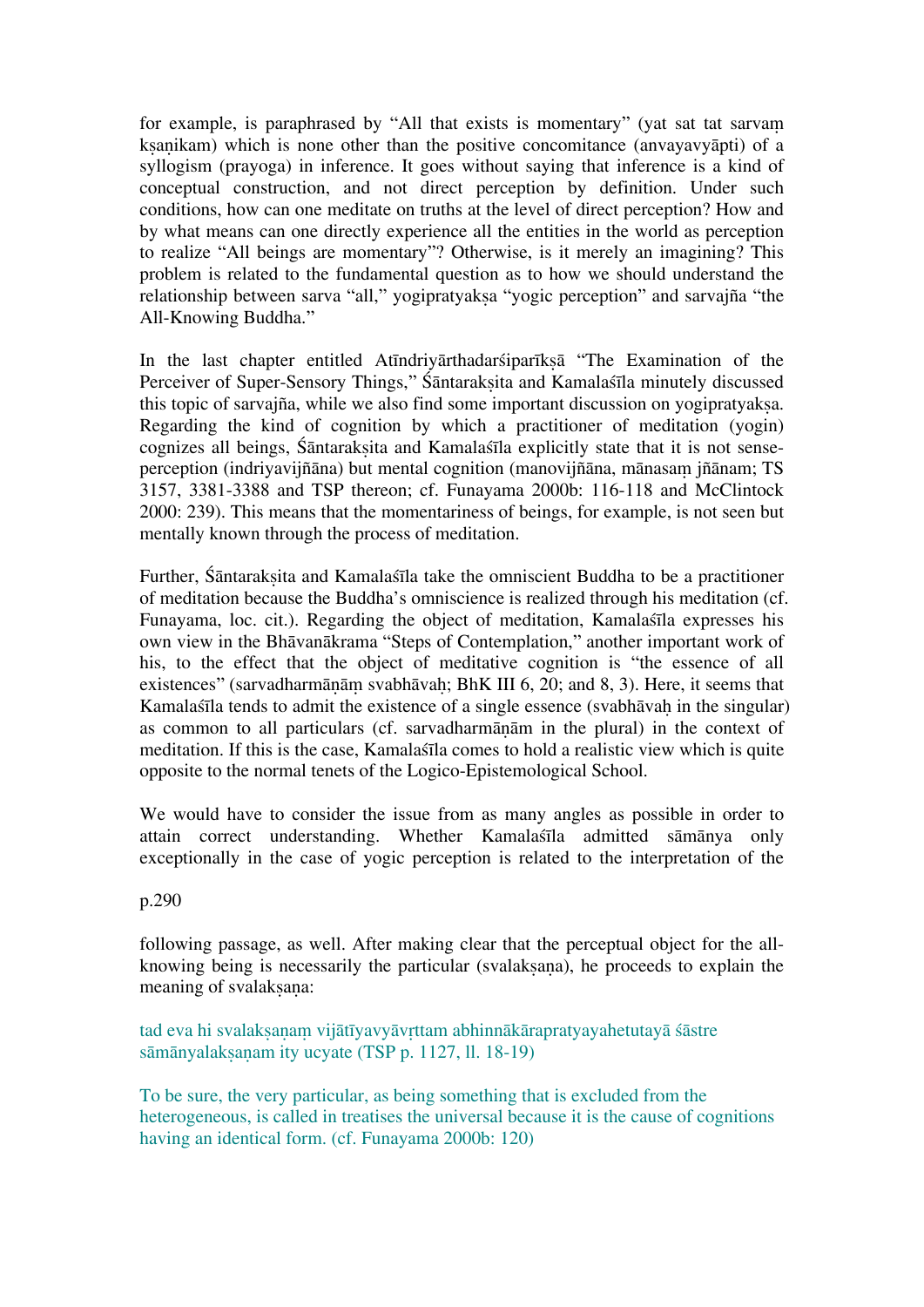for example, is paraphrased by "All that exists is momentary" (yat sat tat sarvaṃ kṣaṇikam) which is none other than the positive concomitance (anvayavyāpti) of a syllogism (prayoga) in inference. It goes without saying that inference is a kind of conceptual construction, and not direct perception by definition. Under such conditions, how can one meditate on truths at the level of direct perception? How and by what means can one directly experience all the entities in the world as perception to realize "All beings are momentary"? Otherwise, is it merely an imagining? This problem is related to the fundamental question as to how we should understand the relationship between sarva "all," yogipratyakṣa "yogic perception" and sarvajña "the All-Knowing Buddha."

In the last chapter entitled Atīndriyārthadarśiparīkṣā "The Examination of the Perceiver of Super-Sensory Things," Śāntarakṣita and Kamalaśīla minutely discussed this topic of sarvajña, while we also find some important discussion on yogipratyakṣa. Regarding the kind of cognition by which a practitioner of meditation (yogin) cognizes all beings, Śāntarakṣita and Kamalaśīla explicitly state that it is not sense-perception (indriyavijñāna) but mental cognition (manovijñāna, mānasaṃ jñānam; TS 3157, 3381-3388 and TSP thereon; cf. Funayama 2000b: 116-118 and McClintock 2000: 239). This means that the momentariness of beings, for example, is not seen but mentally known through the process of meditation.

Further, Śāntarakṣita and Kamalaśīla take the omniscient Buddha to be a practitioner of meditation because the Buddha's omniscience is realized through his meditation (cf. Funayama, loc. cit.). Regarding the object of meditation, Kamalaśīla expresses his own view in the Bhāvanākrama "Steps of Contemplation," another important work of his, to the effect that the object of meditative cognition is "the essence of all existences" (sarvadharmāṇāṃ svabhāvaḥ; BhK III 6, 20; and 8, 3). Here, it seems that Kamalaśīla tends to admit the existence of a single essence (svabhāvaḥ in the singular) as common to all particulars (cf. sarvadharmāṇām in the plural) in the context of meditation. If this is the case, Kamalaśīla comes to hold a realistic view which is quite opposite to the normal tenets of the Logico-Epistemological School.

We would have to consider the issue from as many angles as possible in order to attain correct understanding. Whether Kamalaśīla admitted sāmānya only exceptionally in the case of yogic perception is related to the interpretation of the

p.290

following passage, as well. After making clear that the perceptual object for the all-knowing being is necessarily the particular (svalakṣaṇa), he proceeds to explain the meaning of svalakṣaṇa:

tad eva hi svalakṣaṇaṃ vijātīyavyāvṛttam abhinnākārapratyayahetutayā śāstre sāmānyalakṣaṇam ity ucyate (TSP p. 1127, ll. 18-19)

To be sure, the very particular, as being something that is excluded from the heterogeneous, is called in treatises the universal because it is the cause of cognitions having an identical form. (cf. Funayama 2000b: 120)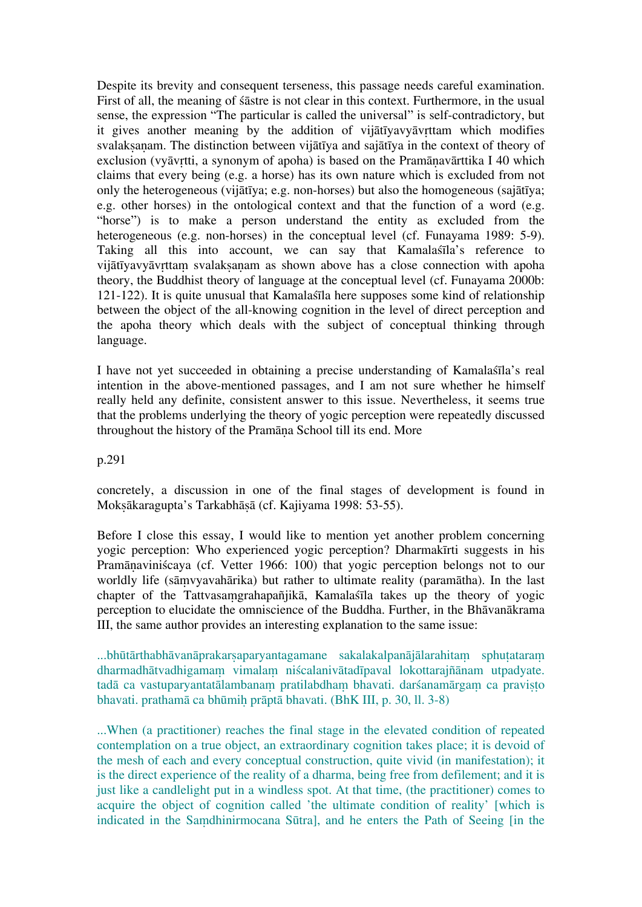Despite its brevity and consequent terseness, this passage needs careful examination. First of all, the meaning of śāstre is not clear in this context. Furthermore, in the usual sense, the expression "The particular is called the universal" is self-contradictory, but it gives another meaning by the addition of vijātīyavyāvṛttam which modifies svalakṣaṇam. The distinction between vijātīya and sajātīya in the context of theory of exclusion (vyāvṛtti, a synonym of apoha) is based on the Pramāṇavārttika I 40 which claims that every being (e.g. a horse) has its own nature which is excluded from not only the heterogeneous (vijātīya; e.g. non-horses) but also the homogeneous (sajātīya; e.g. other horses) in the ontological context and that the function of a word (e.g. "horse") is to make a person understand the entity as excluded from the heterogeneous (e.g. non-horses) in the conceptual level (cf. Funayama 1989: 5-9). Taking all this into account, we can say that Kamalaśīla's reference to vijātīyavyāvṛttaṃ svalakṣaṇam as shown above has a close connection with apoha theory, the Buddhist theory of language at the conceptual level (cf. Funayama 2000b: 121-122). It is quite unusual that Kamalaśīla here supposes some kind of relationship between the object of the all-knowing cognition in the level of direct perception and the apoha theory which deals with the subject of conceptual thinking through language.

I have not yet succeeded in obtaining a precise understanding of Kamalaśīla's real intention in the above-mentioned passages, and I am not sure whether he himself really held any definite, consistent answer to this issue. Nevertheless, it seems true that the problems underlying the theory of yogic perception were repeatedly discussed throughout the history of the Pramāṇa School till its end. More

p.291

concretely, a discussion in one of the final stages of development is found in Mokṣākaragupta's Tarkabhāṣā (cf. Kajiyama 1998: 53-55).

Before I close this essay, I would like to mention yet another problem concerning yogic perception: Who experienced yogic perception? Dharmakīrti suggests in his Pramāṇaviniścaya (cf. Vetter 1966: 100) that yogic perception belongs not to our worldly life (sāṃvyavahārika) but rather to ultimate reality (paramātha). In the last chapter of the Tattvasaṃgrahapañjikā, Kamalaśīla takes up the theory of yogic perception to elucidate the omniscience of the Buddha. Further, in the Bhāvanākrama III, the same author provides an interesting explanation to the same issue:

...bhūtārthabhāvanāprakarṣaparyantagamane sakalakalpanājālarahitaṃ sphuṭataraṃ dharmadhātvadhigamaṃ vimalaṃ niścalanivātadīpaval lokottarajñānam utpadyate. tadā ca vastuparyantatālambanaṃ pratilabdhaṃ bhavati. darśanamārgaṃ ca praviṣṭo bhavati. prathamā ca bhūmiḥ prāptā bhavati. (BhK III, p. 30, ll. 3-8)

...When (a practitioner) reaches the final stage in the elevated condition of repeated contemplation on a true object, an extraordinary cognition takes place; it is devoid of the mesh of each and every conceptual construction, quite vivid (in manifestation); it is the direct experience of the reality of a dharma, being free from defilement; and it is just like a candlelight put in a windless spot. At that time, (the practitioner) comes to acquire the object of cognition called 'the ultimate condition of reality' [which is indicated in the Saṃdhinirmocana Sūtra], and he enters the Path of Seeing [in the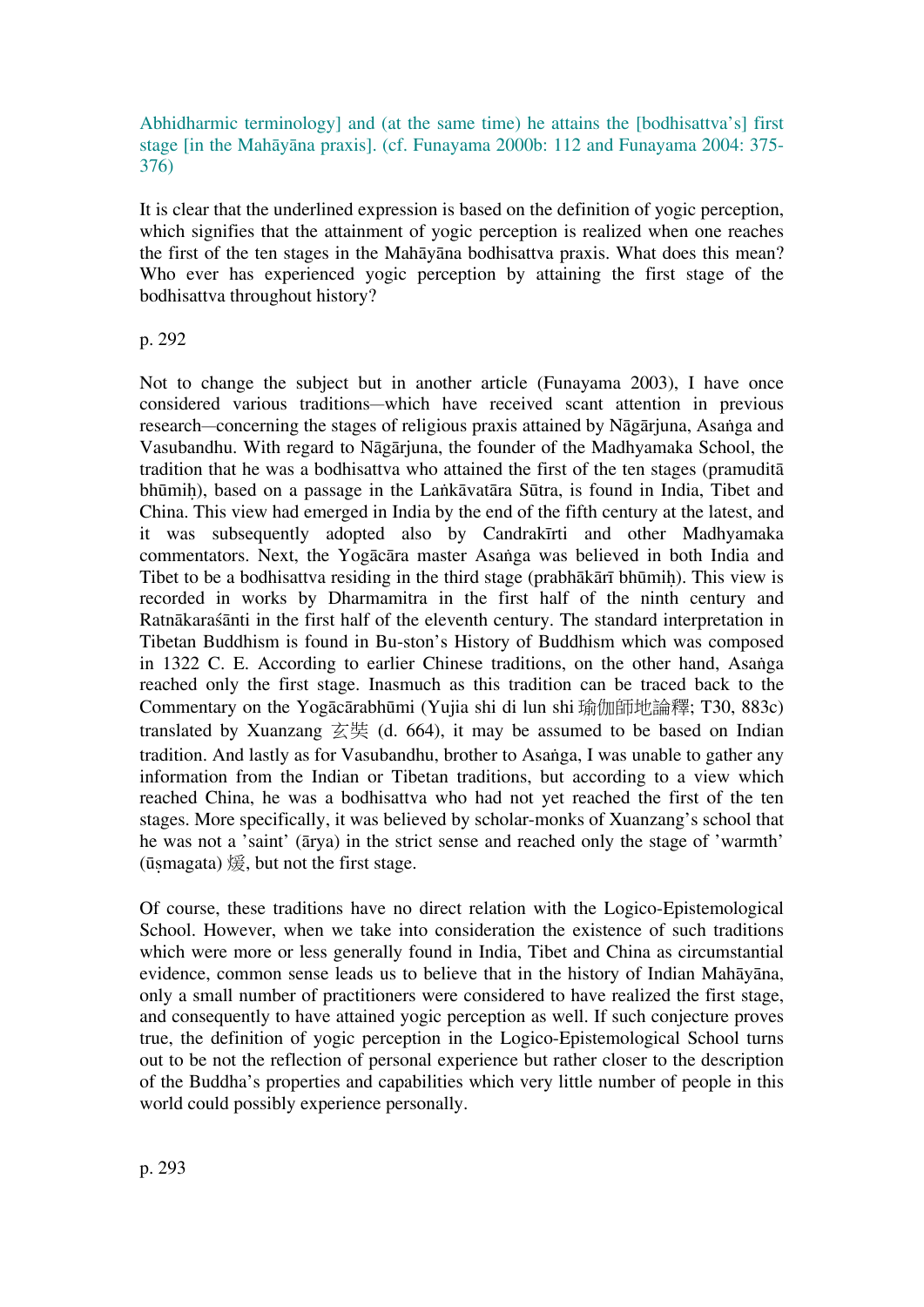Abhidharmic terminology] and (at the same time) he attains the [bodhisattva's] first stage [in the Mahāyāna praxis]. (cf. Funayama 2000b: 112 and Funayama 2004: 375-376)

It is clear that the underlined expression is based on the definition of yogic perception, which signifies that the attainment of yogic perception is realized when one reaches the first of the ten stages in the Mahāyāna bodhisattva praxis. What does this mean? Who ever has experienced yogic perception by attaining the first stage of the bodhisattva throughout history?

p. 292

Not to change the subject but in another article (Funayama 2003), I have once considered various traditions—which have received scant attention in previous research—concerning the stages of religious praxis attained by Nāgārjuna, Asaṅga and Vasubandhu. With regard to Nāgārjuna, the founder of the Madhyamaka School, the tradition that he was a bodhisattva who attained the first of the ten stages (pramuditā bhūmiḥ), based on a passage in the Laṅkāvatāra Sūtra, is found in India, Tibet and China. This view had emerged in India by the end of the fifth century at the latest, and it was subsequently adopted also by Candrakīrti and other Madhyamaka commentators. Next, the Yogācāra master Asaṅga was believed in both India and Tibet to be a bodhisattva residing in the third stage (prabhākārī bhūmiḥ). This view is recorded in works by Dharmamitra in the first half of the ninth century and Ratnākaraśānti in the first half of the eleventh century. The standard interpretation in Tibetan Buddhism is found in Bu-ston's History of Buddhism which was composed in 1322 C. E. According to earlier Chinese traditions, on the other hand, Asaṅga reached only the first stage. Inasmuch as this tradition can be traced back to the Commentary on the Yogācārabhūmi (Yujia shi di lun shi 瑜伽師地論釋; T30, 883c) translated by Xuanzang 玄奘 (d. 664), it may be assumed to be based on Indian tradition. And lastly as for Vasubandhu, brother to Asaṅga, I was unable to gather any information from the Indian or Tibetan traditions, but according to a view which reached China, he was a bodhisattva who had not yet reached the first of the ten stages. More specifically, it was believed by scholar-monks of Xuanzang's school that he was not a 'saint' (ārya) in the strict sense and reached only the stage of 'warmth' (ūṣmagata) 煖, but not the first stage.

Of course, these traditions have no direct relation with the Logico-Epistemological School. However, when we take into consideration the existence of such traditions which were more or less generally found in India, Tibet and China as circumstantial evidence, common sense leads us to believe that in the history of Indian Mahāyāna, only a small number of practitioners were considered to have realized the first stage, and consequently to have attained yogic perception as well. If such conjecture proves true, the definition of yogic perception in the Logico-Epistemological School turns out to be not the reflection of personal experience but rather closer to the description of the Buddha's properties and capabilities which very little number of people in this world could possibly experience personally.

p. 293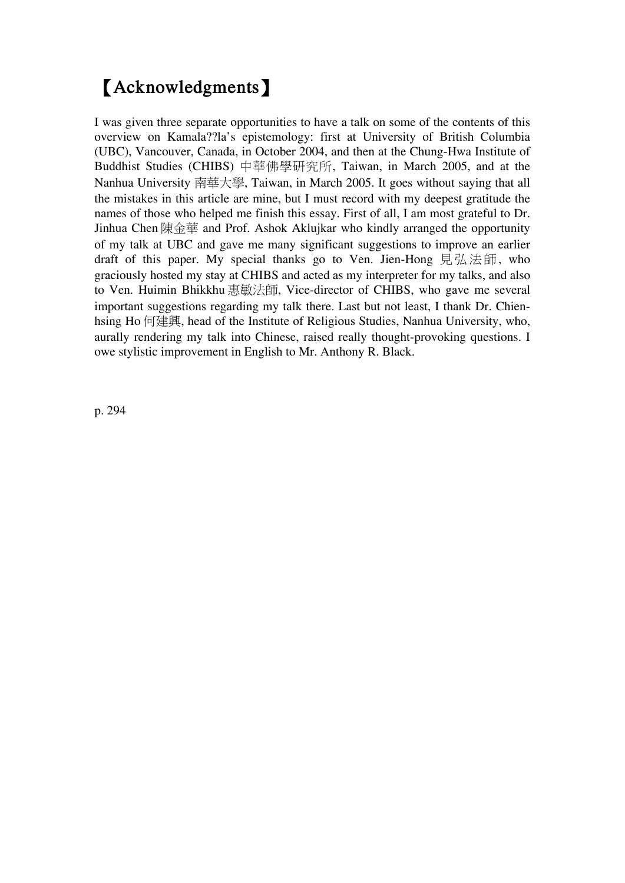# 【Acknowledgments】

I was given three separate opportunities to have a talk on some of the contents of this overview on Kamala??la's epistemology: first at University of British Columbia (UBC), Vancouver, Canada, in October 2004, and then at the Chung-Hwa Institute of Buddhist Studies (CHIBS) 中華佛學研究所, Taiwan, in March 2005, and at the Nanhua University 南華大學, Taiwan, in March 2005. It goes without saying that all the mistakes in this article are mine, but I must record with my deepest gratitude the names of those who helped me finish this essay. First of all, I am most grateful to Dr. Jinhua Chen 陳金華 and Prof. Ashok Aklujkar who kindly arranged the opportunity of my talk at UBC and gave me many significant suggestions to improve an earlier draft of this paper. My special thanks go to Ven. Jien-Hong 見弘法師, who graciously hosted my stay at CHIBS and acted as my interpreter for my talks, and also to Ven. Huimin Bhikkhu 惠敏法師, Vice-director of CHIBS, who gave me several important suggestions regarding my talk there. Last but not least, I thank Dr. Chien-hsing Ho 何建興, head of the Institute of Religious Studies, Nanhua University, who, aurally rendering my talk into Chinese, raised really thought-provoking questions. I owe stylistic improvement in English to Mr. Anthony R. Black.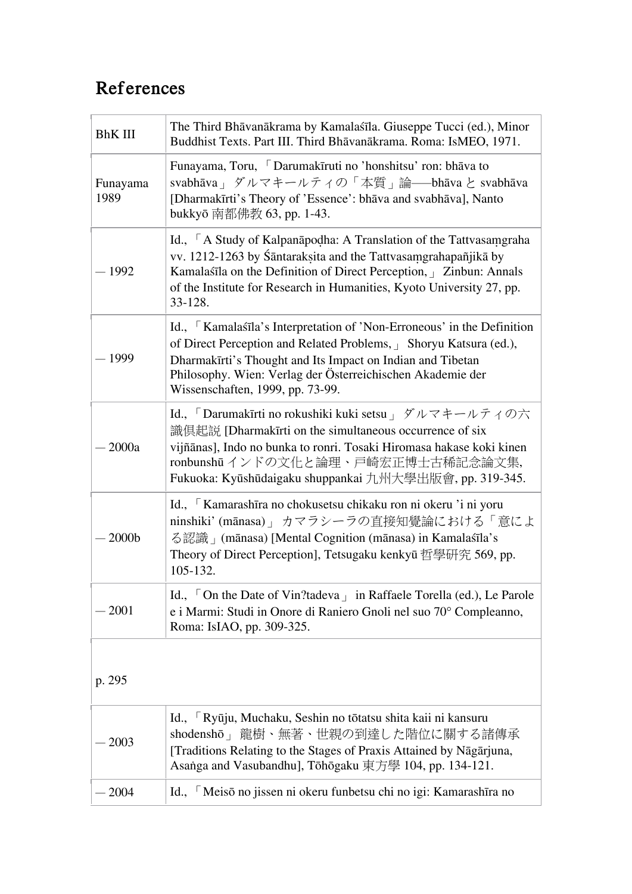# References

| | |
|---|---|
| BhK III | The Third Bhāvanākrama by Kamalaśīla. Giuseppe Tucci (ed.), Minor Buddhist Texts. Part III. Third Bhāvanākrama. Roma: IsMEO, 1971. |
| Funayama 1989 | Funayama, Toru, 「Darumakīruti no 'honshitsu' ron: bhāva to svabhāva」 ダルマキールティの「本質」論――bhāva と svabhāva [Dharmakīrti's Theory of 'Essence': bhāva and svabhāva], Nanto bukkyō 南都佛教 63, pp. 1-43. |
| — 1992 | Id., 「A Study of Kalpanāpoḍha: A Translation of the Tattvasaṃgraha vv. 1212-1263 by Śāntarakṣita and the Tattvasaṃgrahapañjikā by Kamalaśīla on the Definition of Direct Perception,」 Zinbun: Annals of the Institute for Research in Humanities, Kyoto University 27, pp. 33-128. |
| — 1999 | Id., 「Kamalaśīla's Interpretation of 'Non-Erroneous' in the Definition of Direct Perception and Related Problems,」 Shoryu Katsura (ed.), Dharmakīrti's Thought and Its Impact on Indian and Tibetan Philosophy. Wien: Verlag der Österreichischen Akademie der Wissenschaften, 1999, pp. 73-99. |
| — 2000a | Id., 「Darumakīrti no rokushiki kuki setsu」 ダルマキールティの六識倶起説 [Dharmakīrti on the simultaneous occurrence of six vijñānas], Indo no bunka to ronri. Tosaki Hiromasa hakase koki kinen ronbunshū インドの文化と論理、戸崎宏正博士古稀記念論文集, Fukuoka: Kyūshūdaigaku shuppankai 九州大學出版會, pp. 319-345. |
| — 2000b | Id., 「Kamarashīra no chokusetsu chikaku ron ni okeru 'i ni yoru ninshiki' (mānasa)」 カマラシーラの直接知覺論における「意による認識」(mānasa) [Mental Cognition (mānasa) in Kamalaśīla's Theory of Direct Perception], Tetsugaku kenkyū 哲學研究 569, pp. 105-132. |
| — 2001 | Id., 「On the Date of Vin?tadeva」 in Raffaele Torella (ed.), Le Parole e i Marmi: Studi in Onore di Raniero Gnoli nel suo 70° Compleanno, Roma: IsIAO, pp. 309-325. |
| p. 295 | |
| — 2003 | Id., 「Ryūju, Muchaku, Seshin no tōtatsu shita kaii ni kansuru shodenshō」 龍樹、無著、世親の到達した階位に關する諸傳承 [Traditions Relating to the Stages of Praxis Attained by Nāgārjuna, Asaṅga and Vasubandhu], Tōhōgaku 東方學 104, pp. 134-121. |
| — 2004 | Id., 「Meisō no jissen ni okeru funbetsu chi no igi: Kamarashīra no |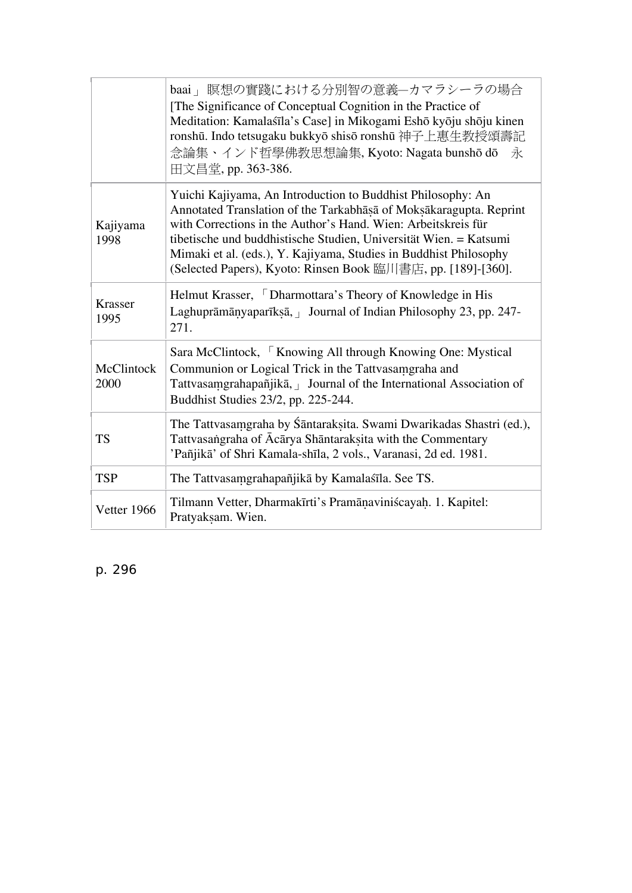| | |
|---|---|
| | baai」瞑想の實踐における分別智の意義―カマラシーラの場合 [The Significance of Conceptual Cognition in the Practice of Meditation: Kamalaśīla's Case] in Mikogami Eshō kyōju shōju kinen ronshū. Indo tetsugaku bukkyō shisō ronshū 神子上惠生教授頌壽記念論集、インド哲學佛教思想論集, Kyoto: Nagata bunshō dō　永田文昌堂, pp. 363-386. |
| Kajiyama 1998 | Yuichi Kajiyama, An Introduction to Buddhist Philosophy: An Annotated Translation of the Tarkabhāṣā of Mokṣākaragupta. Reprint with Corrections in the Author's Hand. Wien: Arbeitskreis für tibetische und buddhistische Studien, Universität Wien. = Katsumi Mimaki et al. (eds.), Y. Kajiyama, Studies in Buddhist Philosophy (Selected Papers), Kyoto: Rinsen Book 臨川書店, pp. [189]-[360]. |
| Krasser 1995 | Helmut Krasser, 「Dharmottara's Theory of Knowledge in His Laghuprāmāṇyaparīkṣā,」 Journal of Indian Philosophy 23, pp. 247-271. |
| McClintock 2000 | Sara McClintock, 「Knowing All through Knowing One: Mystical Communion or Logical Trick in the Tattvasaṃgraha and Tattvasaṃgrahapañjikā,」 Journal of the International Association of Buddhist Studies 23/2, pp. 225-244. |
| TS | The Tattvasaṃgraha by Śāntarakṣita. Swami Dwarikadas Shastri (ed.), Tattvasaṅgraha of Ācārya Shāntarakṣita with the Commentary 'Pañjikā' of Shri Kamala-shīla, 2 vols., Varanasi, 2d ed. 1981. |
| TSP | The Tattvasaṃgrahapañjikā by Kamalaśīla. See TS. |
| Vetter 1966 | Tilmann Vetter, Dharmakīrti's Pramāṇaviniścayaḥ. 1. Kapitel: Pratyakṣam. Wien. |

p. 296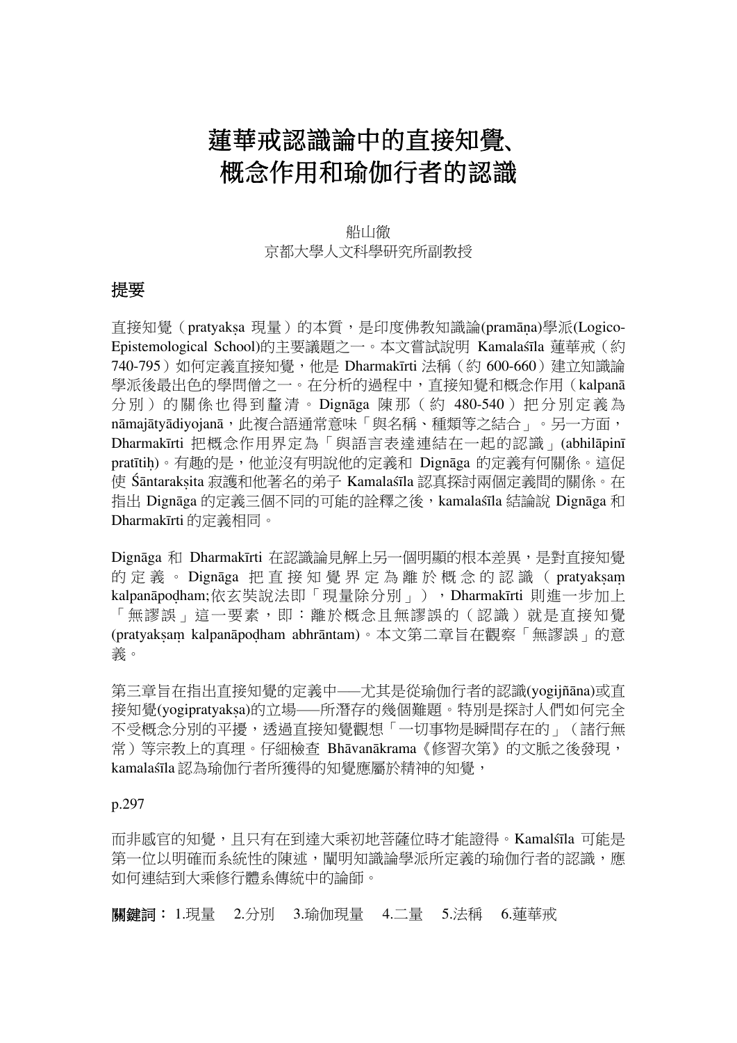# 蓮華戒認識論中的直接知覺、概念作用和瑜伽行者的認識

船山徹
京都大學人文科學研究所副教授

## 提要

直接知覺（pratyakṣa 現量）的本質，是印度佛教知識論(pramāṇa)學派(Logico-Epistemological School)的主要議題之一。本文嘗試說明 Kamalaśīla 蓮華戒（約 740-795）如何定義直接知覺，他是 Dharmakīrti 法稱（約 600-660）建立知識論學派後最出色的學問僧之一。在分析的過程中，直接知覺和概念作用（kalpanā 分別）的關係也得到釐清。Dignāga 陳那（約 480-540）把分別定義為 nāmajātyādiyojanā，此複合語通常意味「與名稱、種類等之結合」。另一方面，Dharmakīrti 把概念作用界定為「與語言表達連結在一起的認識」(abhilāpinī pratītiḥ)。有趣的是，他並沒有明說他的定義和 Dignāga 的定義有何關係。這促使 Śāntarakṣita 寂護和他著名的弟子 Kamalaśīla 認真探討兩個定義間的關係。在指出 Dignāga 的定義三個不同的可能的詮釋之後，kamalaśīla 結論說 Dignāga 和 Dharmakīrti 的定義相同。

Dignāga 和 Dharmakīrti 在認識論見解上另一個明顯的根本差異，是對直接知覺的定義。Dignāga 把直接知覺界定為離於概念的認識（pratyakṣaṃ kalpanāpoḍham;依玄奘說法即「現量除分別」），Dharmakīrti 則進一步加上「無謬誤」這一要素，即：離於概念且無謬誤的（認識）就是直接知覺(pratyakṣaṃ kalpanāpoḍham abhrāntam)。本文第二章旨在觀察「無謬誤」的意義。

第三章旨在指出直接知覺的定義中──尤其是從瑜伽行者的認識(yogijñāna)或直接知覺(yogipratyakṣa)的立場──所潛存的幾個難題。特別是探討人們如何完全不受概念分別的干擾，透過直接知覺觀想「一切事物是瞬間存在的」（諸行無常）等宗教上的真理。仔細檢查 Bhāvanākrama《修習次第》的文脈之後發現，kamalaśīla 認為瑜伽行者所獲得的知覺應屬於精神的知覺，

p.297

而非感官的知覺，且只有在到達大乘初地菩薩位時才能證得。Kamalśīla 可能是第一位以明確而系統性的陳述，闡明知識論學派所定義的瑜伽行者的認識，應如何連結到大乘修行體系傳統中的論師。

**關鍵詞：** 1.現量　2.分別　3.瑜伽現量　4.二量　5.法稱　6.蓮華戒